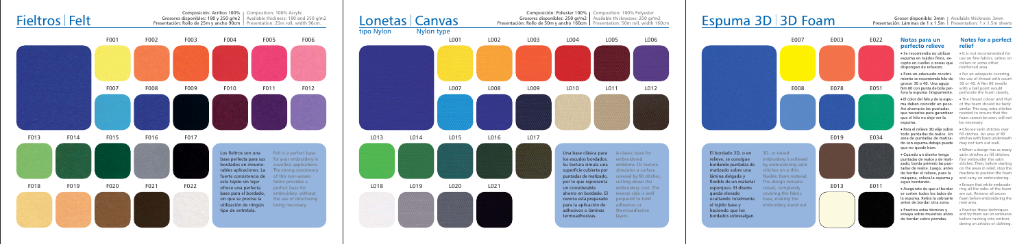# Fieltros | Felt

Composición: Acrílico 100% | Composition: 100% Acrylic
Grosores disponibles: 180 y 250 g/m2 | Available thickness: 180 and 250 g/m2
Presentación: Rollo de 25m y ancho 90cm | Presentation: 25m roll, width 90cm.

F001 F002 F003 F004 F005 F006

F007 F008 F009 F010 F011 F012

F013 F014 F015 F016 F017

F018 F019 F020 F021 F022

Los fieltros son una base perfecta para sus bordados en innumerables aplicaciones. La fuerte consistencia de este tejido sin tejer ofrece una perfecta base para el bordado, sin que se precise la utilización de ningún tipo de entretela.

Felt is a perfect base for your embroidery in countless applications. The strong consistency of this non-woven fabric provides a perfect base for embroidery, without the use of interfacing being necessary.

# Lonetas | Canvas

tipo Nylon | Nylon type

Composición: Poliester 100% | Composition: 100% Polyester
Grosores disponibles: 250 g/m2 | Available thicknesses: 250 g/m2
Presentación: Rollo de 50m y ancho 160cm | Presentation: 50m roll, width 160cm

L001 L002 L003 L004 L005 L006

L007 L008 L009 L010 L011 L012

L013 L014 L015 L016 L017

L018 L019 L020 L021

Una base clásica para los escudos bordados. Su textura simula una superficie cubierta por puntadas de matizado, por lo que representa un considerable ahorro en bordado. El reverso está preparado para la aplicación de adhesivos o láminas termoadhesivas.

A classic base for embroidered emblems. Its texture simulates a surface covered by fill stitches, cutting down the embroidery cost. The reverse side is well prepared to hold adhesives or thermoadhesive layers.

# Espuma 3D | 3D Foam

Grosor disponible: 3mm | Available thickness: 3mm
Presentación: Láminas de 1 x 1.5m | Presentation: 1 x 1.5m sheets

E007 E003 E022

E008 E078 E051

E019 E034

E013 E011

El bordado 3D, o en relieve, se consigue bordando puntadas de matizado sobre una lámina delgada y flexible de un material esponjoso. El diseño queda elevado ocultando totalmente el tejido base y haciendo que los bordados sobresalgan.

3D, or raised embroidery is achieved by embroidering satin stitches on a thin, flexible, foam material. The design remains raised, completely covering the fabric base, making the embroidery stand out.

## Notas para un perfecto relieve

- Se recomienda no utilizar espuma en tejidos finos, excepto en cuellos o zonas que dispongan de refuerzo.
- Para un adecuado recubrimiento se recomienda hilo de grosor 30 o 40. Una aguja Nm 80 con punta de bola perfora la espuma limpiamente.
- El color del hilo y de la espuma deben coincidir un poco. Así ahorrarás las puntadas que necesitas para garantizar que el hilo no deje ver la espuma.
- Para el relieve 3D elige sobre todo puntadas de realce. Un área de puntadas de matizado con espuma debajo puede que no quede bien.
- Cuando un diseño tenga puntadas de realce y de matizado, borda primero las puntadas de realce. Luego, antes de bordar el relieve, para la máquina, coloca la espuma y sigue bordando.
- Asegúrate de que al bordar se corten todos los lados de la espuma. Retira la sobrante antes de bordar otra zona.
- Practica estas técnicas y ensaya sobre muestras antes de bordar sobre prendas.

## Notes for a perfect relief

- It is not recommended for use on fine fabrics, unless on collars or some other reinforced area
- For an adequate covering, the use of thread with count 30 or 40. A Nm 80 needle with a ball point would perforate the foam cleanly.
- The thread colour and that of the foam should be fairly similar. This way, extra stitches needed to ensure that the foam cannot be seen, will not be necessary.
- Choose satin stitches over fill stitches. An area of fill stitches with foam underneath may not turn out well.
- When a design has as many satin stitches as fill stitches, first embroider the satin stitches. Then, before starting on the areas in relief, stop the machine to position the foam and carry on embroidering.
- Ensure that while embroidering all the sides of the foam are cut. Remove all excess foam before embroidering the next area.
- Practice these techniques and try them out on remnants before rushing into embroidering on articles of clothing.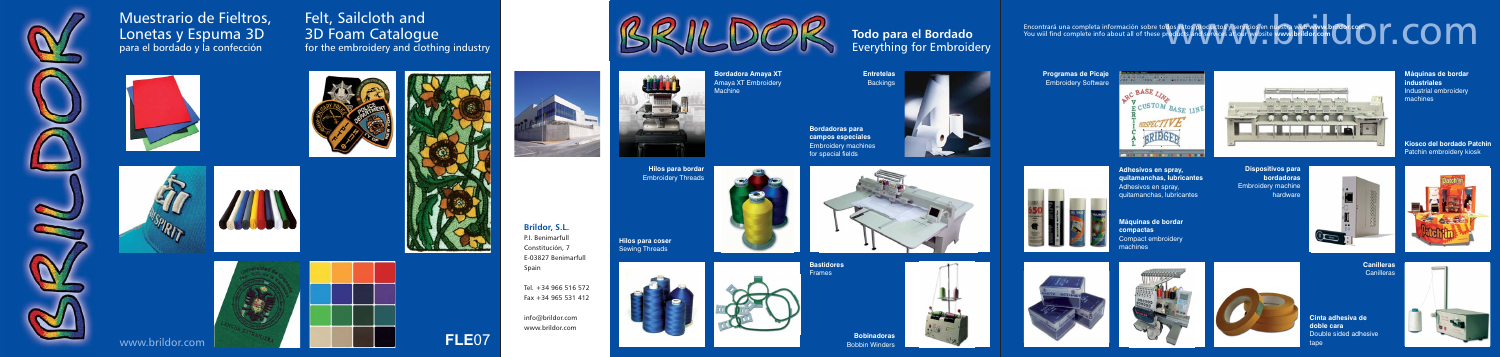# Muestrario de Fieltros, Lonetas y Espuma 3D
para el bordado y la confección

# Felt, Sailcloth and 3D Foam Catalogue
for the embroidery and clothing industry

www.brildor.com

**Brildor, S.L.**
P.I. Benimarfull
Constitución, 7
E-03827 Benimarfull
Spain

Tel. +34 966 516 572
Fax +34 965 531 412

info@brildor.com
www.brildor.com

**FLE**07

BRILDOR

## Todo para el Bordado
Everything for Embroidery

**Bordadora Amaya XT**
Amaya XT Embroidery Machine

**Entretelas**
Backings

**Bordadoras para campos especiales**
Embroidery machines for special fields

**Hilos para bordar**
Embroidery Threads

**Hilos para coser**
Sewing Threads

**Bastidores**
Frames

**Bobinadoras**
Bobbin Winders

Encontrará una completa información sobre todos nuestros productos y servicios en nuestra web **www.brildor.com**
You will find complete info about all of these products and services at our website **www.brildor.com**

# www.brildor.com

**Programas de Picaje**
Embroidery Software

**Máquinas de bordar industriales**
Industrial embroidery machines

**Kiosco del bordado Patchin**
Patchin embroidery kiosk

**Adhesivos en spray, quitamanchas, lubricantes**
Adhesivos en spray, quitamanchas, lubricantes

**Dispositivos para bordadoras**
Embroidery machine hardware

**Máquinas de bordar compactas**
Compact embroidery machines

**Canilleras**
Canilleras

**Cinta adhesiva de doble cara**
Double sided adhesive tape